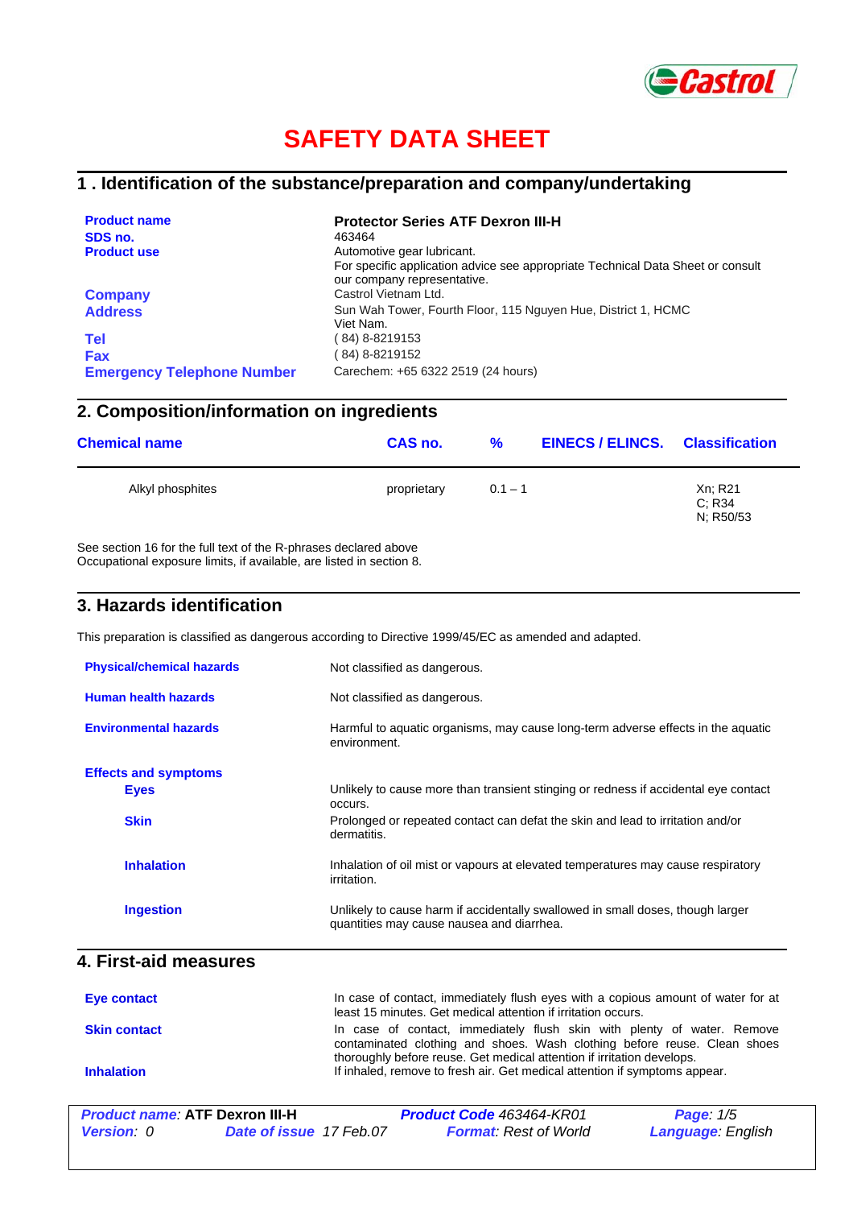# SAFETY DATA SHEET

## 1 . Identification of the substance/preparation and company/undertaking

| | |
|---|---|
| **Product name** | **Protector Series ATF Dexron III-H** |
| **SDS no.** | 463464 |
| **Product use** | Automotive gear lubricant.<br>For specific application advice see appropriate Technical Data Sheet or consult our company representative. |
| **Company** | Castrol Vietnam Ltd. |
| **Address** | Sun Wah Tower, Fourth Floor, 115 Nguyen Hue, District 1, HCMC<br>Viet Nam. |
| **Tel** | ( 84) 8-8219153 |
| **Fax** | ( 84) 8-8219152 |
| **Emergency Telephone Number** | Carechem: +65 6322 2519 (24 hours) |

## 2. Composition/information on ingredients

| Chemical name | CAS no. | % | EINECS / ELINCS. | Classification |
|---|---|---|---|---|
| Alkyl phosphites | proprietary | 0.1 – 1 | | Xn; R21<br>C; R34<br>N; R50/53 |

See section 16 for the full text of the R-phrases declared above
Occupational exposure limits, if available, are listed in section 8.

## 3. Hazards identification

This preparation is classified as dangerous according to Directive 1999/45/EC as amended and adapted.

**Physical/chemical hazards** Not classified as dangerous.

**Human health hazards** Not classified as dangerous.

**Environmental hazards** Harmful to aquatic organisms, may cause long-term adverse effects in the aquatic environment.

**Effects and symptoms**

- **Eyes**: Unlikely to cause more than transient stinging or redness if accidental eye contact occurs.
- **Skin**: Prolonged or repeated contact can defat the skin and lead to irritation and/or dermatitis.
- **Inhalation**: Inhalation of oil mist or vapours at elevated temperatures may cause respiratory irritation.
- **Ingestion**: Unlikely to cause harm if accidentally swallowed in small doses, though larger quantities may cause nausea and diarrhea.

## 4. First-aid measures

**Eye contact** In case of contact, immediately flush eyes with a copious amount of water for at least 15 minutes. Get medical attention if irritation occurs.

**Skin contact** In case of contact, immediately flush skin with plenty of water. Remove contaminated clothing and shoes. Wash clothing before reuse. Clean shoes thoroughly before reuse. Get medical attention if irritation develops.

**Inhalation** If inhaled, remove to fresh air. Get medical attention if symptoms appear.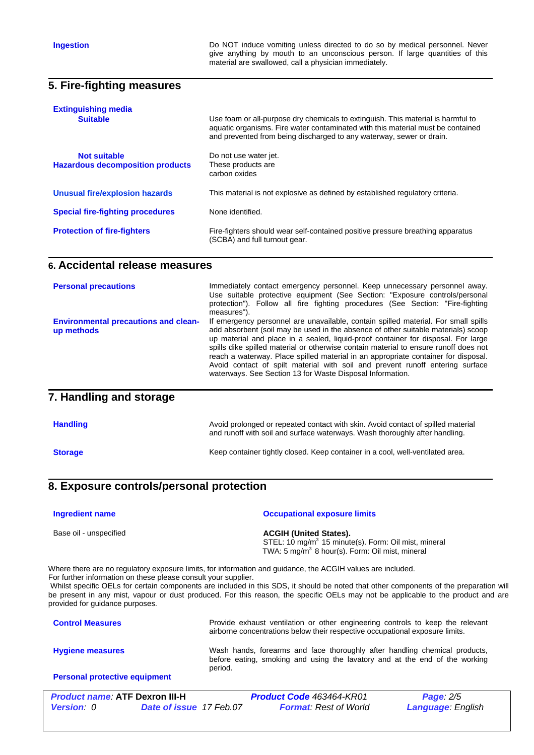**Ingestion** Do NOT induce vomiting unless directed to do so by medical personnel. Never give anything by mouth to an unconscious person. If large quantities of this material are swallowed, call a physician immediately.

## 5. Fire-fighting measures

**Extinguishing media**

**Suitable** Use foam or all-purpose dry chemicals to extinguish. This material is harmful to aquatic organisms. Fire water contaminated with this material must be contained and prevented from being discharged to any waterway, sewer or drain.

**Not suitable** Do not use water jet.

**Hazardous decomposition products** These products are carbon oxides

**Unusual fire/explosion hazards** This material is not explosive as defined by established regulatory criteria.

**Special fire-fighting procedures** None identified.

**Protection of fire-fighters** Fire-fighters should wear self-contained positive pressure breathing apparatus (SCBA) and full turnout gear.

## 6. Accidental release measures

**Personal precautions** Immediately contact emergency personnel. Keep unnecessary personnel away. Use suitable protective equipment (See Section: "Exposure controls/personal protection"). Follow all fire fighting procedures (See Section: "Fire-fighting measures").

**Environmental precautions and clean-up methods** If emergency personnel are unavailable, contain spilled material. For small spills add absorbent (soil may be used in the absence of other suitable materials) scoop up material and place in a sealed, liquid-proof container for disposal. For large spills dike spilled material or otherwise contain material to ensure runoff does not reach a waterway. Place spilled material in an appropriate container for disposal. Avoid contact of spilt material with soil and prevent runoff entering surface waterways. See Section 13 for Waste Disposal Information.

## 7. Handling and storage

**Handling** Avoid prolonged or repeated contact with skin. Avoid contact of spilled material and runoff with soil and surface waterways. Wash thoroughly after handling.

**Storage** Keep container tightly closed. Keep container in a cool, well-ventilated area.

## 8. Exposure controls/personal protection

| Ingredient name | Occupational exposure limits |
|---|---|
| Base oil - unspecified | **ACGIH (United States).**<br>STEL: 10 mg/m$^3$ 15 minute(s). Form: Oil mist, mineral<br>TWA: 5 mg/m$^3$ 8 hour(s). Form: Oil mist, mineral |

Where there are no regulatory exposure limits, for information and guidance, the ACGIH values are included.
For further information on these please consult your supplier.
Whilst specific OELs for certain components are included in this SDS, it should be noted that other components of the preparation will be present in any mist, vapour or dust produced. For this reason, the specific OELs may not be applicable to the product and are provided for guidance purposes.

**Control Measures** Provide exhaust ventilation or other engineering controls to keep the relevant airborne concentrations below their respective occupational exposure limits.

**Hygiene measures** Wash hands, forearms and face thoroughly after handling chemical products, before eating, smoking and using the lavatory and at the end of the working period.

**Personal protective equipment**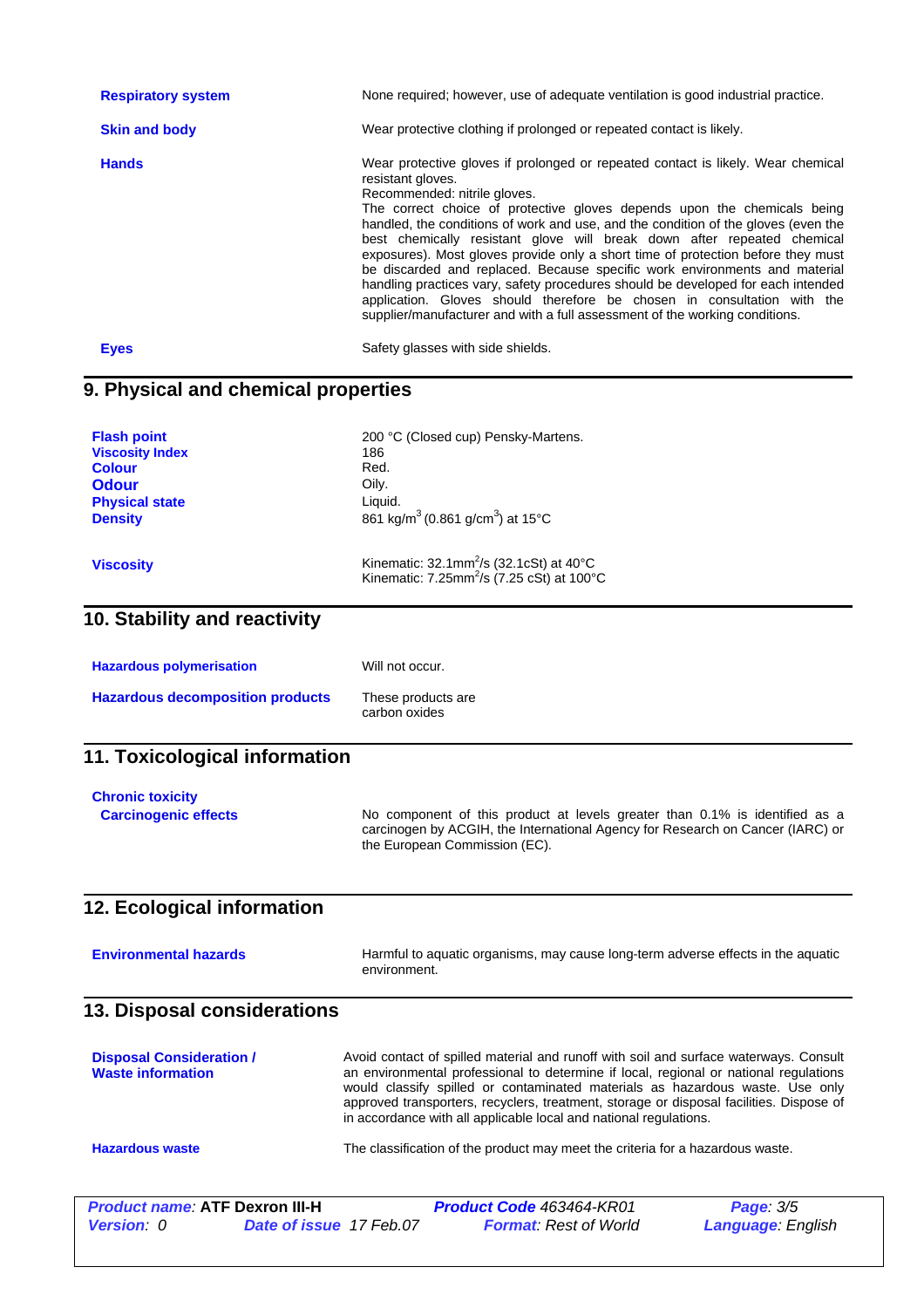| | |
|---|---|
| **Respiratory system** | None required; however, use of adequate ventilation is good industrial practice. |
| **Skin and body** | Wear protective clothing if prolonged or repeated contact is likely. |
| **Hands** | Wear protective gloves if prolonged or repeated contact is likely. Wear chemical resistant gloves. Recommended: nitrile gloves. The correct choice of protective gloves depends upon the chemicals being handled, the conditions of work and use, and the condition of the gloves (even the best chemically resistant glove will break down after repeated chemical exposures). Most gloves provide only a short time of protection before they must be discarded and replaced. Because specific work environments and material handling practices vary, safety procedures should be developed for each intended application. Gloves should therefore be chosen in consultation with the supplier/manufacturer and with a full assessment of the working conditions. |
| **Eyes** | Safety glasses with side shields. |

## 9. Physical and chemical properties

| | |
|---|---|
| **Flash point** | 200 °C (Closed cup) Pensky-Martens. |
| **Viscosity Index** | 186 |
| **Colour** | Red. |
| **Odour** | Oily. |
| **Physical state** | Liquid. |
| **Density** | 861 kg/m$^3$ (0.861 g/cm$^3$) at 15°C |
| **Viscosity** | Kinematic: 32.1mm$^2$/s (32.1cSt) at 40°C<br>Kinematic: 7.25mm$^2$/s (7.25 cSt) at 100°C |

## 10. Stability and reactivity

| | |
|---|---|
| **Hazardous polymerisation** | Will not occur. |
| **Hazardous decomposition products** | These products are carbon oxides |

## 11. Toxicological information

**Chronic toxicity**

| | |
|---|---|
| **Carcinogenic effects** | No component of this product at levels greater than 0.1% is identified as a carcinogen by ACGIH, the International Agency for Research on Cancer (IARC) or the European Commission (EC). |

## 12. Ecological information

| | |
|---|---|
| **Environmental hazards** | Harmful to aquatic organisms, may cause long-term adverse effects in the aquatic environment. |

## 13. Disposal considerations

| | |
|---|---|
| **Disposal Consideration / Waste information** | Avoid contact of spilled material and runoff with soil and surface waterways. Consult an environmental professional to determine if local, regional or national regulations would classify spilled or contaminated materials as hazardous waste. Use only approved transporters, recyclers, treatment, storage or disposal facilities. Dispose of in accordance with all applicable local and national regulations. |
| **Hazardous waste** | The classification of the product may meet the criteria for a hazardous waste. |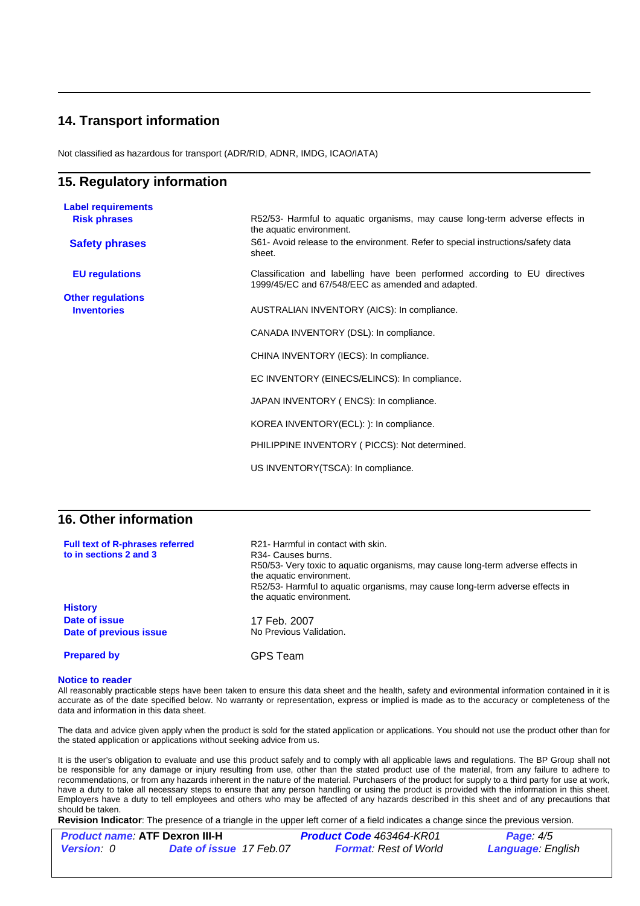## 14. Transport information

Not classified as hazardous for transport (ADR/RID, ADNR, IMDG, ICAO/IATA)

## 15. Regulatory information

**Label requirements**

| | |
|---|---|
| **Risk phrases** | R52/53- Harmful to aquatic organisms, may cause long-term adverse effects in the aquatic environment. |
| **Safety phrases** | S61- Avoid release to the environment. Refer to special instructions/safety data sheet. |
| **EU regulations** | Classification and labelling have been performed according to EU directives 1999/45/EC and 67/548/EEC as amended and adapted. |

**Other regulations**

| | |
|---|---|
| **Inventories** | AUSTRALIAN INVENTORY (AICS): In compliance. |
| | CANADA INVENTORY (DSL): In compliance. |
| | CHINA INVENTORY (IECS): In compliance. |
| | EC INVENTORY (EINECS/ELINCS): In compliance. |
| | JAPAN INVENTORY ( ENCS): In compliance. |
| | KOREA INVENTORY(ECL): ): In compliance. |
| | PHILIPPINE INVENTORY ( PICCS): Not determined. |
| | US INVENTORY(TSCA): In compliance. |

## 16. Other information

| | |
|---|---|
| **Full text of R-phrases referred to in sections 2 and 3** | R21- Harmful in contact with skin.<br>R34- Causes burns.<br>R50/53- Very toxic to aquatic organisms, may cause long-term adverse effects in the aquatic environment.<br>R52/53- Harmful to aquatic organisms, may cause long-term adverse effects in the aquatic environment. |

**History**

| | |
|---|---|
| **Date of issue** | 17 Feb. 2007 |
| **Date of previous issue** | No Previous Validation. |
| **Prepared by** | GPS Team |

**Notice to reader**

All reasonably practicable steps have been taken to ensure this data sheet and the health, safety and evironmental information contained in it is accurate as of the date specified below. No warranty or representation, express or implied is made as to the accuracy or completeness of the data and information in this data sheet.

The data and advice given apply when the product is sold for the stated application or applications. You should not use the product other than for the stated application or applications without seeking advice from us.

It is the user's obligation to evaluate and use this product safely and to comply with all applicable laws and regulations. The BP Group shall not be responsible for any damage or injury resulting from use, other than the stated product use of the material, from any failure to adhere to recommendations, or from any hazards inherent in the nature of the material. Purchasers of the product for supply to a third party for use at work, have a duty to take all necessary steps to ensure that any person handling or using the product is provided with the information in this sheet. Employers have a duty to tell employees and others who may be affected of any hazards described in this sheet and of any precautions that should be taken.

**Revision Indicator**: The presence of a triangle in the upper left corner of a field indicates a change since the previous version.